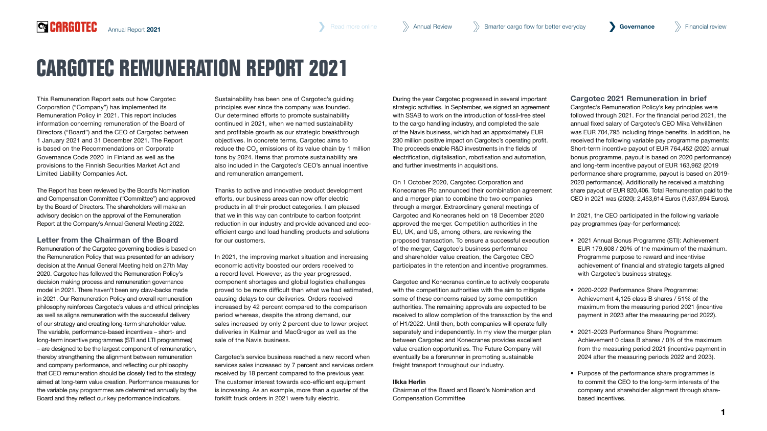# CARGOTEC REMUNERATION REPORT 2021

This Remuneration Report sets out how Cargotec Corporation ("Company") has implemented its Remuneration Policy in 2021. This report includes information concerning remuneration of the Board of Directors ("Board") and the CEO of Cargotec between 1 January 2021 and 31 December 2021. The Report is based on the Recommendations on Corporate Governance Code 2020 in Finland as well as the provisions to the Finnish Securities Market Act and Limited Liability Companies Act.

The Report has been reviewed by the Board's Nomination and Compensation Committee ("Committee") and approved by the Board of Directors. The shareholders will make an advisory decision on the approval of the Remuneration Report at the Company's Annual General Meeting 2022.

### Letter from the Chairman of the Board

Remuneration of the Cargotec governing bodies is based on the Remuneration Policy that was presented for an advisory decision at the Annual General Meeting held on 27th May 2020. Cargotec has followed the Remuneration Policy's decision making process and remuneration governance model in 2021. There haven't been any claw-backs made in 2021. Our Remuneration Policy and overall remuneration philosophy reinforces Cargotec's values and ethical principles as well as aligns remuneration with the successful delivery of our strategy and creating long-term shareholder value. The variable, performance-based incentives – short- and long-term incentive programmes (STI and LTI programmes) – are designed to be the largest component of remuneration, thereby strengthening the alignment between remuneration and company performance, and reflecting our philosophy that CEO remuneration should be closely tied to the strategy aimed at long-term value creation. Performance measures for the variable pay programmes are determined annually by the Board and they reflect our key performance indicators.

Sustainability has been one of Cargotec's guiding principles ever since the company was founded. Our determined efforts to promote sustainability continued in 2021, when we named sustainability and profitable growth as our strategic breakthrough objectives. In concrete terms, Cargotec aims to reduce the $CO_2$ emissions of its value chain by 1 million tons by 2024. Items that promote sustainability are also included in the Cargotec's CEO's annual incentive and remuneration arrangement.

Thanks to active and innovative product development efforts, our business areas can now offer electric products in all their product categories. I am pleased that we in this way can contribute to carbon footprint reduction in our industry and provide advanced and eco-efficient cargo and load handling products and solutions for our customers.

In 2021, the improving market situation and increasing economic activity boosted our orders received to a record level. However, as the year progressed, component shortages and global logistics challenges proved to be more difficult than what we had estimated, causing delays to our deliveries. Orders received increased by 42 percent compared to the comparison period whereas, despite the strong demand, our sales increased by only 2 percent due to lower project deliveries in Kalmar and MacGregor as well as the sale of the Navis business.

Cargotec's service business reached a new record when services sales increased by 7 percent and services orders received by 18 percent compared to the previous year. The customer interest towards eco-efficient equipment is increasing. As an example, more than a quarter of the forklift truck orders in 2021 were fully electric.

During the year Cargotec progressed in several important strategic activities. In September, we signed an agreement with SSAB to work on the introduction of fossil-free steel to the cargo handling industry, and completed the sale of the Navis business, which had an approximately EUR 230 million positive impact on Cargotec's operating profit. The proceeds enable R&D investments in the fields of electrification, digitalisation, robotisation and automation, and further investments in acquisitions.

On 1 October 2020, Cargotec Corporation and Konecranes Plc announced their combination agreement and a merger plan to combine the two companies through a merger. Extraordinary general meetings of Cargotec and Konecranes held on 18 December 2020 approved the merger. Competition authorities in the EU, UK, and US, among others, are reviewing the proposed transaction. To ensure a successful execution of the merger, Cargotec's business performance and shareholder value creation, the Cargotec CEO participates in the retention and incentive programmes.

Cargotec and Konecranes continue to actively cooperate with the competition authorities with the aim to mitigate some of these concerns raised by some competition authorities. The remaining approvals are expected to be received to allow completion of the transaction by the end of H1/2022. Until then, both companies will operate fully separately and independently. In my view the merger plan between Cargotec and Konecranes provides excellent value creation opportunities. The Future Company will eventually be a forerunner in promoting sustainable freight transport throughout our industry.

**Ilkka Herlin**
Chairman of the Board and Board's Nomination and Compensation Committee

### Cargotec 2021 Remuneration in brief

Cargotec's Remuneration Policy's key principles were followed through 2021. For the financial period 2021, the annual fixed salary of Cargotec's CEO Mika Vehviläinen was EUR 704,795 including fringe benefits. In addition, he received the following variable pay programme payments: Short-term incentive payout of EUR 764,452 (2020 annual bonus programme, payout is based on 2020 performance) and long-term incentive payout of EUR 163,962 (2019 performance share programme, payout is based on 2019-2020 performance). Additionally he received a matching share payout of EUR 820,406. Total Remuneration paid to the CEO in 2021 was (2020): 2,453,614 Euros (1,637,694 Euros).

In 2021, the CEO participated in the following variable pay programmes (pay-for performance):

- 2021 Annual Bonus Programme (STI): Achievement EUR 179,608 / 20% of the maximum of the maximum. Programme purpose to reward and incentivise achievement of financial and strategic targets aligned with Cargotec's business strategy.
- 2020-2022 Performance Share Programme: Achievement 4,125 class B shares / 51% of the maximum from the measuring period 2021 (incentive payment in 2023 after the measuring period 2022).
- 2021-2023 Performance Share Programme: Achievement 0 class B shares / 0% of the maximum from the measuring period 2021 (incentive payment in 2024 after the measuring periods 2022 and 2023).
- Purpose of the performance share programmes is to commit the CEO to the long-term interests of the company and shareholder alignment through share-based incentives.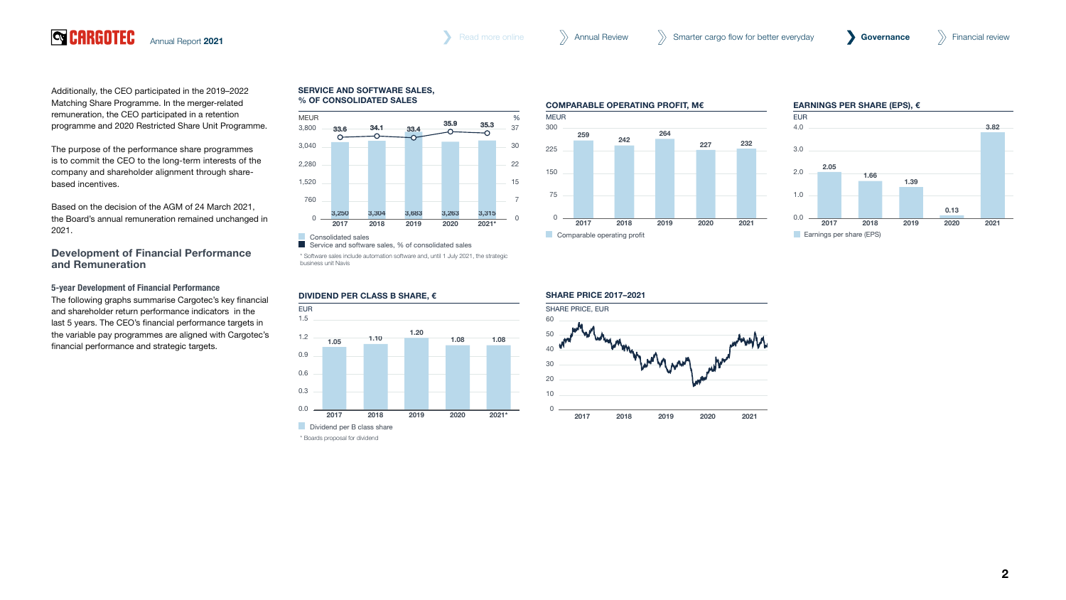Additionally, the CEO participated in the 2019–2022 Matching Share Programme. In the merger-related remuneration, the CEO participated in a retention programme and 2020 Restricted Share Unit Programme.

The purpose of the performance share programmes is to commit the CEO to the long-term interests of the company and shareholder alignment through share-based incentives.

Based on the decision of the AGM of 24 March 2021, the Board's annual remuneration remained unchanged in 2021.

## Development of Financial Performance and Remuneration

#### 5-year Development of Financial Performance

The following graphs summarise Cargotec's key financial and shareholder return performance indicators in the last 5 years. The CEO's financial performance targets in the variable pay programmes are aligned with Cargotec's financial performance and strategic targets.

**SERVICE AND SOFTWARE SALES, % OF CONSOLIDATED SALES**

| | 2017 | 2018 | 2019 | 2020 | 2021* |
|---|---|---|---|---|---|
| Consolidated sales (MEUR) | 3,250 | 3,304 | 3,683 | 3,263 | 3,315 |
| Service and software sales, % of consolidated sales | 33.6 | 34.1 | 33.4 | 35.9 | 35.3 |

* Software sales include automation software and, until 1 July 2021, the strategic business unit Navis

**COMPARABLE OPERATING PROFIT, M€**

| | 2017 | 2018 | 2019 | 2020 | 2021 |
|---|---|---|---|---|---|
| Comparable operating profit (MEUR) | 259 | 242 | 264 | 227 | 232 |

**EARNINGS PER SHARE (EPS), €**

| | 2017 | 2018 | 2019 | 2020 | 2021 |
|---|---|---|---|---|---|
| Earnings per share (EPS) (EUR) | 2.05 | 1.66 | 1.39 | 0.13 | 3.82 |

**DIVIDEND PER CLASS B SHARE, €**

| | 2017 | 2018 | 2019 | 2020 | 2021* |
|---|---|---|---|---|---|
| Dividend per B class share (EUR) | 1.05 | 1.10 | 1.20 | 1.08 | 1.08 |

* Boards proposal for dividend

**SHARE PRICE 2017–2021**

SHARE PRICE, EUR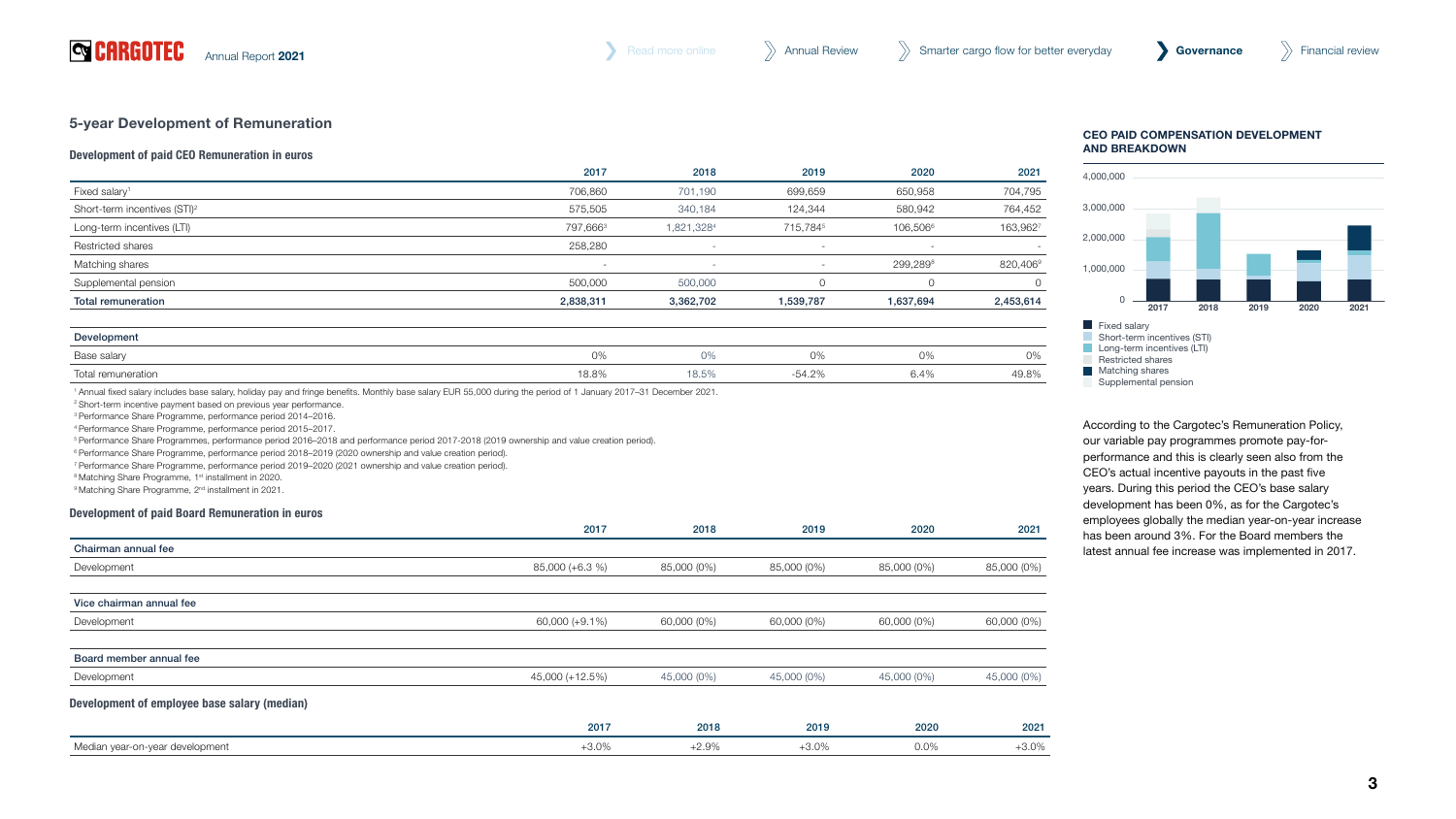## 5-year Development of Remuneration

### Development of paid CEO Remuneration in euros

| | 2017 | 2018 | 2019 | 2020 | 2021 |
|---|---|---|---|---|---|
| Fixed salary[1] | 706,860 | 701,190 | 699,659 | 650,958 | 704,795 |
| Short-term incentives (STI)[2] | 575,505 | 340,184 | 124,344 | 580,942 | 764,452 |
| Long-term incentives (LTI) | 797,666[3] | 1,821,328[4] | 715,784[5] | 106,506[6] | 163,962[7] |
| Restricted shares | 258,280 | - | - | - | - |
| Matching shares | - | - | - | 299,289[8] | 820,406[9] |
| Supplemental pension | 500,000 | 500,000 | 0 | 0 | 0 |
| **Total remuneration** | **2,838,311** | **3,362,702** | **1,539,787** | **1,637,694** | **2,453,614** |

| Development | | | | | |
|---|---|---|---|---|---|
| Base salary | 0% | 0% | 0% | 0% | 0% |
| Total remuneration | 18.8% | 18.5% | -54.2% | 6.4% | 49.8% |

[1] Annual fixed salary includes base salary, holiday pay and fringe benefits. Monthly base salary EUR 55,000 during the period of 1 January 2017–31 December 2021.
[2] Short-term incentive payment based on previous year performance.
[3] Performance Share Programme, performance period 2014–2016.
[4] Performance Share Programme, performance period 2015–2017.
[5] Performance Share Programmes, performance period 2016–2018 and performance period 2017-2018 (2019 ownership and value creation period).
[6] Performance Share Programme, performance period 2018–2019 (2020 ownership and value creation period).
[7] Performance Share Programme, performance period 2019–2020 (2021 ownership and value creation period).
[8] Matching Share Programme, 1st installment in 2020.
[9] Matching Share Programme, 2nd installment in 2021.

### Development of paid Board Remuneration in euros

| | 2017 | 2018 | 2019 | 2020 | 2021 |
|---|---|---|---|---|---|
| **Chairman annual fee** | | | | | |
| Development | 85,000 (+6.3 %) | 85,000 (0%) | 85,000 (0%) | 85,000 (0%) | 85,000 (0%) |
| **Vice chairman annual fee** | | | | | |
| Development | 60,000 (+9.1%) | 60,000 (0%) | 60,000 (0%) | 60,000 (0%) | 60,000 (0%) |
| **Board member annual fee** | | | | | |
| Development | 45,000 (+12.5%) | 45,000 (0%) | 45,000 (0%) | 45,000 (0%) | 45,000 (0%) |

### Development of employee base salary (median)

| | 2017 | 2018 | 2019 | 2020 | 2021 |
|---|---|---|---|---|---|
| Median year-on-year development | +3.0% | +2.9% | +3.0% | 0.0% | +3.0% |

### CEO PAID COMPENSATION DEVELOPMENT AND BREAKDOWN

Legend: Fixed salary; Short-term incentives (STI); Long-term incentives (LTI); Restricted shares; Matching shares; Supplemental pension

According to the Cargotec's Remuneration Policy, our variable pay programmes promote pay-for-performance and this is clearly seen also from the CEO's actual incentive payouts in the past five years. During this period the CEO's base salary development has been 0%, as for the Cargotec's employees globally the median year-on-year increase has been around 3%. For the Board members the latest annual fee increase was implemented in 2017.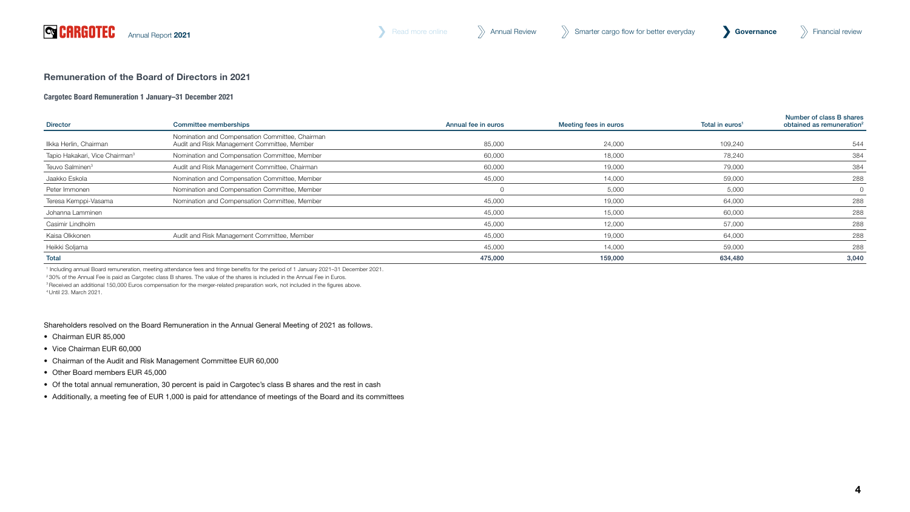## Remuneration of the Board of Directors in 2021

### Cargotec Board Remuneration 1 January–31 December 2021

| Director | Committee memberships | Annual fee in euros | Meeting fees in euros | Total in euros[1] | Number of class B shares obtained as remuneration[2] |
|---|---|---|---|---|---|
| Ilkka Herlin, Chairman | Nomination and Compensation Committee, Chairman<br>Audit and Risk Management Committee, Member | 85,000 | 24,000 | 109,240 | 544 |
| Tapio Hakakari, Vice Chairman[3] | Nomination and Compensation Committee, Member | 60,000 | 18,000 | 78,240 | 384 |
| Teuvo Salminen[3] | Audit and Risk Management Committee, Chairman | 60,000 | 19,000 | 79,000 | 384 |
| Jaakko Eskola | Nomination and Compensation Committee, Member | 45,000 | 14,000 | 59,000 | 288 |
| Peter Immonen | Nomination and Compensation Committee, Member | 0 | 5,000 | 5,000 | 0 |
| Teresa Kemppi-Vasama | Nomination and Compensation Committee, Member | 45,000 | 19,000 | 64,000 | 288 |
| Johanna Lamminen | | 45,000 | 15,000 | 60,000 | 288 |
| Casimir Lindholm | | 45,000 | 12,000 | 57,000 | 288 |
| Kaisa Olkkonen | Audit and Risk Management Committee, Member | 45,000 | 19,000 | 64,000 | 288 |
| Heikki Soljama | | 45,000 | 14,000 | 59,000 | 288 |
| **Total** | | **475,000** | **159,000** | **634,480** | **3,040** |

[1] Including annual Board remuneration, meeting attendance fees and fringe benefits for the period of 1 January 2021–31 December 2021.
[2] 30% of the Annual Fee is paid as Cargotec class B shares. The value of the shares is included in the Annual Fee in Euros.
[3] Received an additional 150,000 Euros compensation for the merger-related preparation work, not included in the figures above.
[4] Until 23. March 2021.

Shareholders resolved on the Board Remuneration in the Annual General Meeting of 2021 as follows.

- Chairman EUR 85,000
- Vice Chairman EUR 60,000
- Chairman of the Audit and Risk Management Committee EUR 60,000
- Other Board members EUR 45,000
- Of the total annual remuneration, 30 percent is paid in Cargotec's class B shares and the rest in cash
- Additionally, a meeting fee of EUR 1,000 is paid for attendance of meetings of the Board and its committees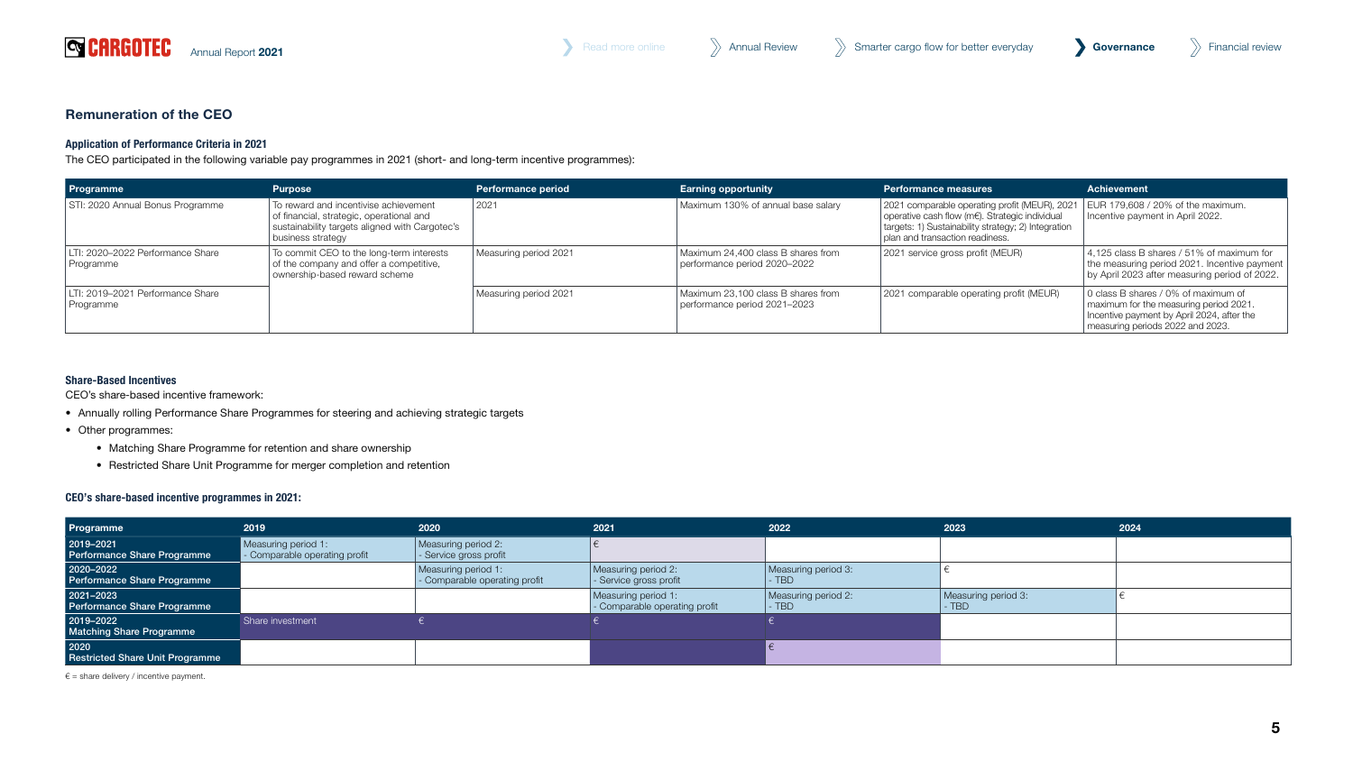## Remuneration of the CEO

### Application of Performance Criteria in 2021

The CEO participated in the following variable pay programmes in 2021 (short- and long-term incentive programmes):

| Programme | Purpose | Performance period | Earning opportunity | Performance measures | Achievement |
|---|---|---|---|---|---|
| STI: 2020 Annual Bonus Programme | To reward and incentivise achievement of financial, strategic, operational and sustainability targets aligned with Cargotec's business strategy | 2021 | Maximum 130% of annual base salary | 2021 comparable operating profit (MEUR), 2021 operative cash flow (m€). Strategic individual targets: 1) Sustainability strategy; 2) Integration plan and transaction readiness. | EUR 179,608 / 20% of the maximum. Incentive payment in April 2022. |
| LTI: 2020–2022 Performance Share Programme | To commit CEO to the long-term interests of the company and offer a competitive, ownership-based reward scheme | Measuring period 2021 | Maximum 24,400 class B shares from performance period 2020–2022 | 2021 service gross profit (MEUR) | 4,125 class B shares / 51% of maximum for the measuring period 2021. Incentive payment by April 2023 after measuring period of 2022. |
| LTI: 2019–2021 Performance Share Programme | | Measuring period 2021 | Maximum 23,100 class B shares from performance period 2021–2023 | 2021 comparable operating profit (MEUR) | 0 class B shares / 0% of maximum of maximum for the measuring period 2021. Incentive payment by April 2024, after the measuring periods 2022 and 2023. |

### Share-Based Incentives

CEO's share-based incentive framework:

- Annually rolling Performance Share Programmes for steering and achieving strategic targets
- Other programmes:
  - Matching Share Programme for retention and share ownership
  - Restricted Share Unit Programme for merger completion and retention

### CEO's share-based incentive programmes in 2021:

| Programme | 2019 | 2020 | 2021 | 2022 | 2023 | 2024 |
|---|---|---|---|---|---|---|
| 2019–2021 Performance Share Programme | Measuring period 1: - Comparable operating profit | Measuring period 2: - Service gross profit | € | | | |
| 2020–2022 Performance Share Programme | | Measuring period 1: - Comparable operating profit | Measuring period 2: - Service gross profit | Measuring period 3: - TBD | € | |
| 2021–2023 Performance Share Programme | | | Measuring period 1: - Comparable operating profit | Measuring period 2: - TBD | Measuring period 3: - TBD | € |
| 2019–2022 Matching Share Programme | Share investment | € | € | € | | |
| 2020 Restricted Share Unit Programme | | | | € | | |

€ = share delivery / incentive payment.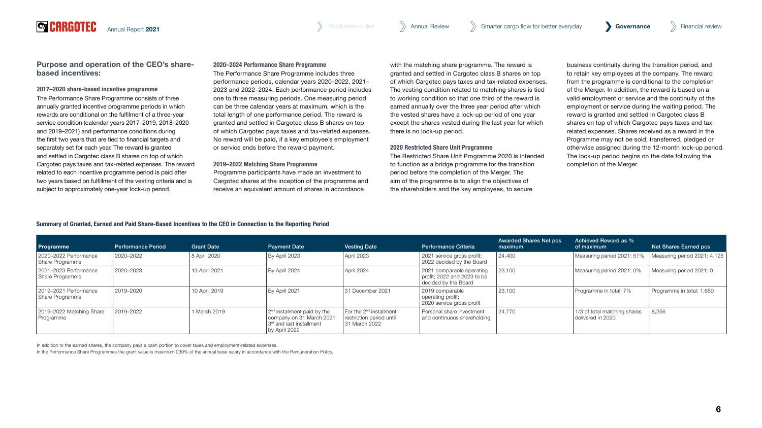## Purpose and operation of the CEO's share-based incentives:

### 2017–2020 share-based incentive programme

The Performance Share Programme consists of three annually granted incentive programme periods in which rewards are conditional on the fulfilment of a three-year service condition (calendar years 2017–2019, 2018–2020 and 2019–2021) and performance conditions during the first two years that are tied to financial targets and separately set for each year. The reward is granted and settled in Cargotec class B shares on top of which Cargotec pays taxes and tax-related expenses. The reward related to each incentive programme period is paid after two years based on fulfillment of the vesting criteria and is subject to approximately one-year lock-up period.

### 2020–2024 Performance Share Programme

The Performance Share Programme includes three performance periods, calendar years 2020–2022, 2021–2023 and 2022–2024. Each performance period includes one to three measuring periods. One measuring period can be three calendar years at maximum, which is the total length of one performance period. The reward is granted and settled in Cargotec class B shares on top of which Cargotec pays taxes and tax-related expenses. No reward will be paid, if a key employee's employment or service ends before the reward payment.

### 2019–2022 Matching Share Programme

Programme participants have made an investment to Cargotec shares at the inception of the programme and receive an equivalent amount of shares in accordance with the matching share programme. The reward is granted and settled in Cargotec class B shares on top of which Cargotec pays taxes and tax-related expenses. The vesting condition related to matching shares is tied to working condition so that one third of the reward is earned annually over the three year period after which the vested shares have a lock-up period of one year except the shares vested during the last year for which there is no lock-up period.

### 2020 Restricted Share Unit Programme

The Restricted Share Unit Programme 2020 is intended to function as a bridge programme for the transition period before the completion of the Merger. The aim of the programme is to align the objectives of the shareholders and the key employees, to secure business continuity during the transition period, and to retain key employees at the company. The reward from the programme is conditional to the completion of the Merger. In addition, the reward is based on a valid employment or service and the continuity of the employment or service during the waiting period. The reward is granted and settled in Cargotec class B shares on top of which Cargotec pays taxes and tax-related expenses. Shares received as a reward in the Programme may not be sold, transferred, pledged or otherwise assigned during the 12-month lock-up period. The lock-up period begins on the date following the completion of the Merger.

### Summary of Granted, Earned and Paid Share-Based Incentives to the CEO in Connection to the Reporting Period

| Programme | Performance Period | Grant Date | Payment Date | Vesting Date | Performance Criteria | Awarded Shares Net pcs maximum | Achieved Reward as % of maximum | Net Shares Earned pcs |
|---|---|---|---|---|---|---|---|---|
| 2020–2022 Performance Share Programme | 2020–2022 | 8 April 2020 | By April 2023 | April 2023 | 2021 service gross profit; 2022 decided by the Board | 24,400 | Measuring period 2021: 51% | Measuring period 2021: 4,125 |
| 2021–2023 Performance Share Programme | 2020–2023 | 13 April 2021 | By April 2024 | April 2024 | 2021 comparable operating profit; 2022 and 2023 to be decided by the Board | 23,100 | Measuring period 2021: 0% | Measuring period 2021: 0 |
| 2019–2021 Performance Share Programme | 2019–2020 | 10 April 2019 | By April 2021 | 31 December 2021 | 2019 comparable operating profit; 2020 service gross profit | 23,100 | Programme in total: 7% | Programme in total: 1,650 |
| 2019–2022 Matching Share Programme | 2019–2022 | 1 March 2019 | 2nd installment paid by the company on 31 March 2021; 3rd and last installment by April 2022 | For the 2nd installment restriction period until 31 March 2022 | Personal share investment and continuous shareholding | 24,770 | 1/3 of total matching shares delivered in 2020 | 8,256 |

In addition to the earned shares, the company pays a cash portion to cover taxes and employment-related expenses.

In the Performance Share Programmes the grant value is maximum 230% of the annual base salary in accordance with the Remuneration Policy.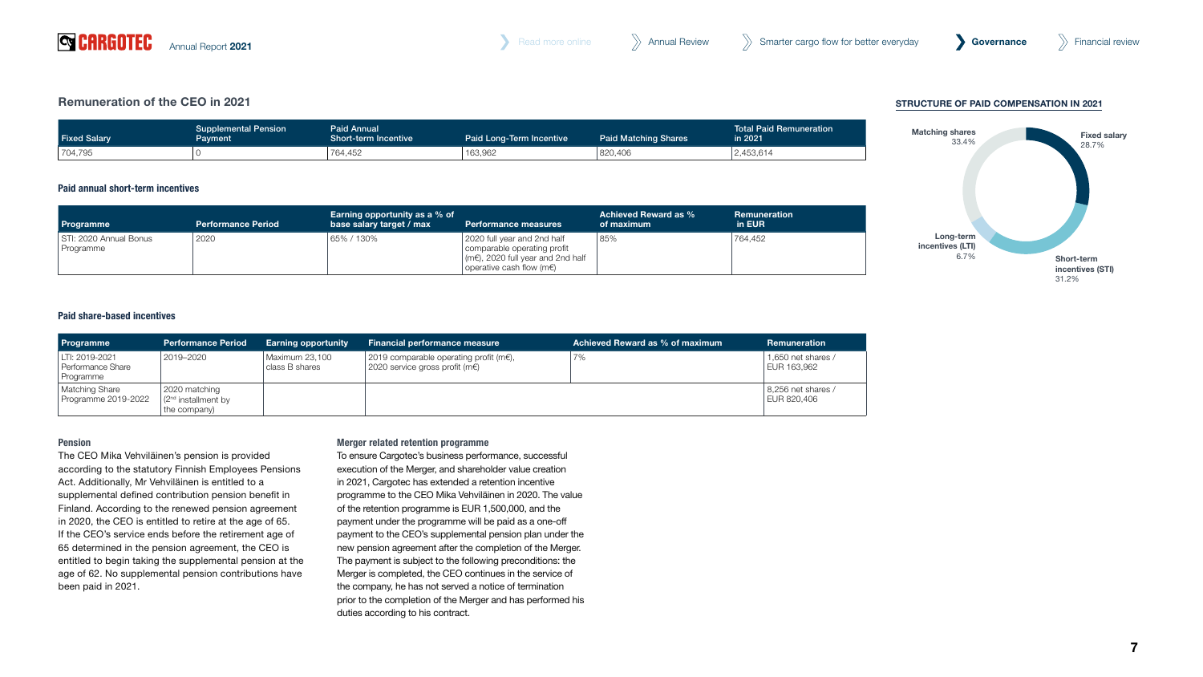## Remuneration of the CEO in 2021

| Fixed Salary | Supplemental Pension Payment | Paid Annual Short-term Incentive | Paid Long-Term Incentive | Paid Matching Shares | Total Paid Remuneration in 2021 |
|---|---|---|---|---|---|
| 704,795 | 0 | 764,452 | 163,962 | 820,406 | 2,453,614 |

### Paid annual short-term incentives

| Programme | Performance Period | Earning opportunity as a % of base salary target / max | Performance measures | Achieved Reward as % of maximum | Remuneration in EUR |
|---|---|---|---|---|---|
| STI: 2020 Annual Bonus Programme | 2020 | 65% / 130% | 2020 full year and 2nd half comparable operating profit (m€), 2020 full year and 2nd half operative cash flow (m€) | 85% | 764,452 |

### Paid share-based incentives

| Programme | Performance Period | Earning opportunity | Financial performance measure | Achieved Reward as % of maximum | Remuneration |
|---|---|---|---|---|---|
| LTI: 2019-2021 Performance Share Programme | 2019–2020 | Maximum 23,100 class B shares | 2019 comparable operating profit (m€), 2020 service gross profit (m€) | 7% | 1,650 net shares / EUR 163,962 |
| Matching Share Programme 2019-2022 | 2020 matching (2nd installment by the company) | | | | 8,256 net shares / EUR 820,406 |

### Pension

The CEO Mika Vehviläinen's pension is provided according to the statutory Finnish Employees Pensions Act. Additionally, Mr Vehviläinen is entitled to a supplemental defined contribution pension benefit in Finland. According to the renewed pension agreement in 2020, the CEO is entitled to retire at the age of 65. If the CEO's service ends before the retirement age of 65 determined in the pension agreement, the CEO is entitled to begin taking the supplemental pension at the age of 62. No supplemental pension contributions have been paid in 2021.

### Merger related retention programme

To ensure Cargotec's business performance, successful execution of the Merger, and shareholder value creation in 2021, Cargotec has extended a retention incentive programme to the CEO Mika Vehviläinen in 2020. The value of the retention programme is EUR 1,500,000, and the payment under the programme will be paid as a one-off payment to the CEO's supplemental pension plan under the new pension agreement after the completion of the Merger. The payment is subject to the following preconditions: the Merger is completed, the CEO continues in the service of the company, he has not served a notice of termination prior to the completion of the Merger and has performed his duties according to his contract.

### STRUCTURE OF PAID COMPENSATION IN 2021

Fixed salary
28.7%

Short-term incentives (STI)
31.2%

Long-term incentives (LTI)
6.7%

Matching shares
33.4%